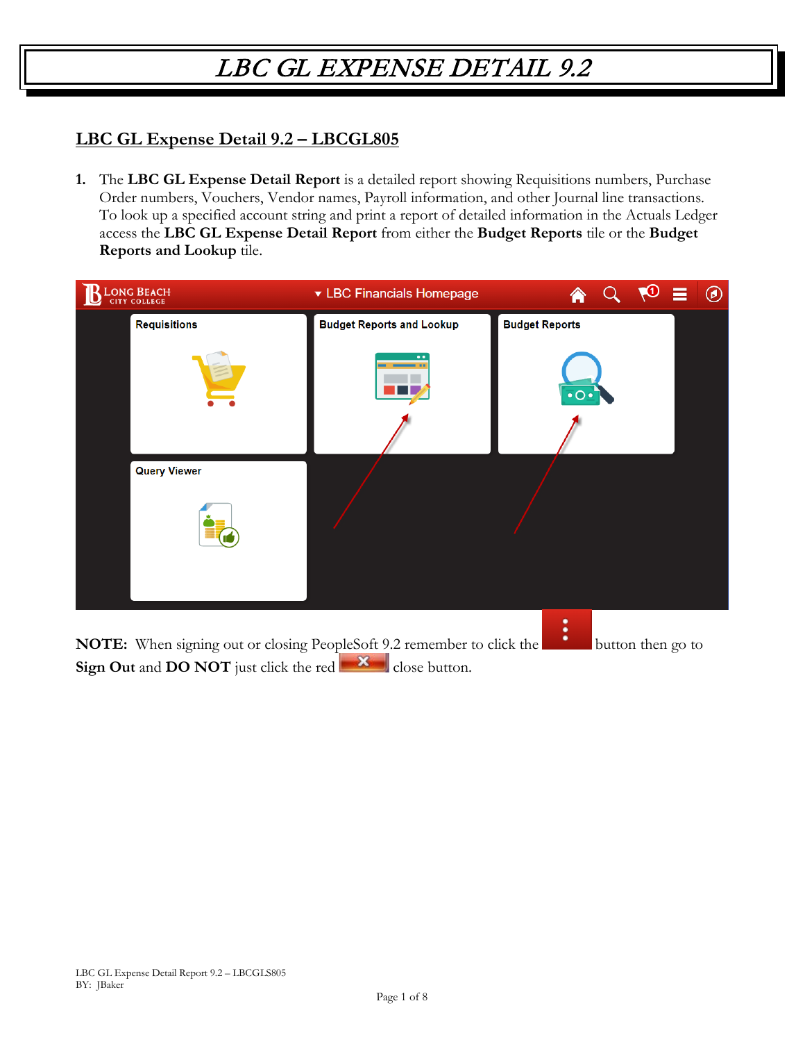# LBC GL EXPENSE DETAIL 9.2

## LBC GL Expense Detail 9.2 – LBCGL805

1. The **LBC GL Expense Detail Report** is a detailed report showing Requisitions numbers, Purchase Order numbers, Vouchers, Vendor names, Payroll information, and other Journal line transactions. To look up a specified account string and print a report of detailed information in the Actuals Ledger access the **LBC GL Expense Detail Report** from either the **Budget Reports** tile or the **Budget Reports and Lookup** tile.

**NOTE:** When signing out or closing PeopleSoft 9.2 remember to click the button then go to **Sign Out** and **DO NOT** just click the red close button.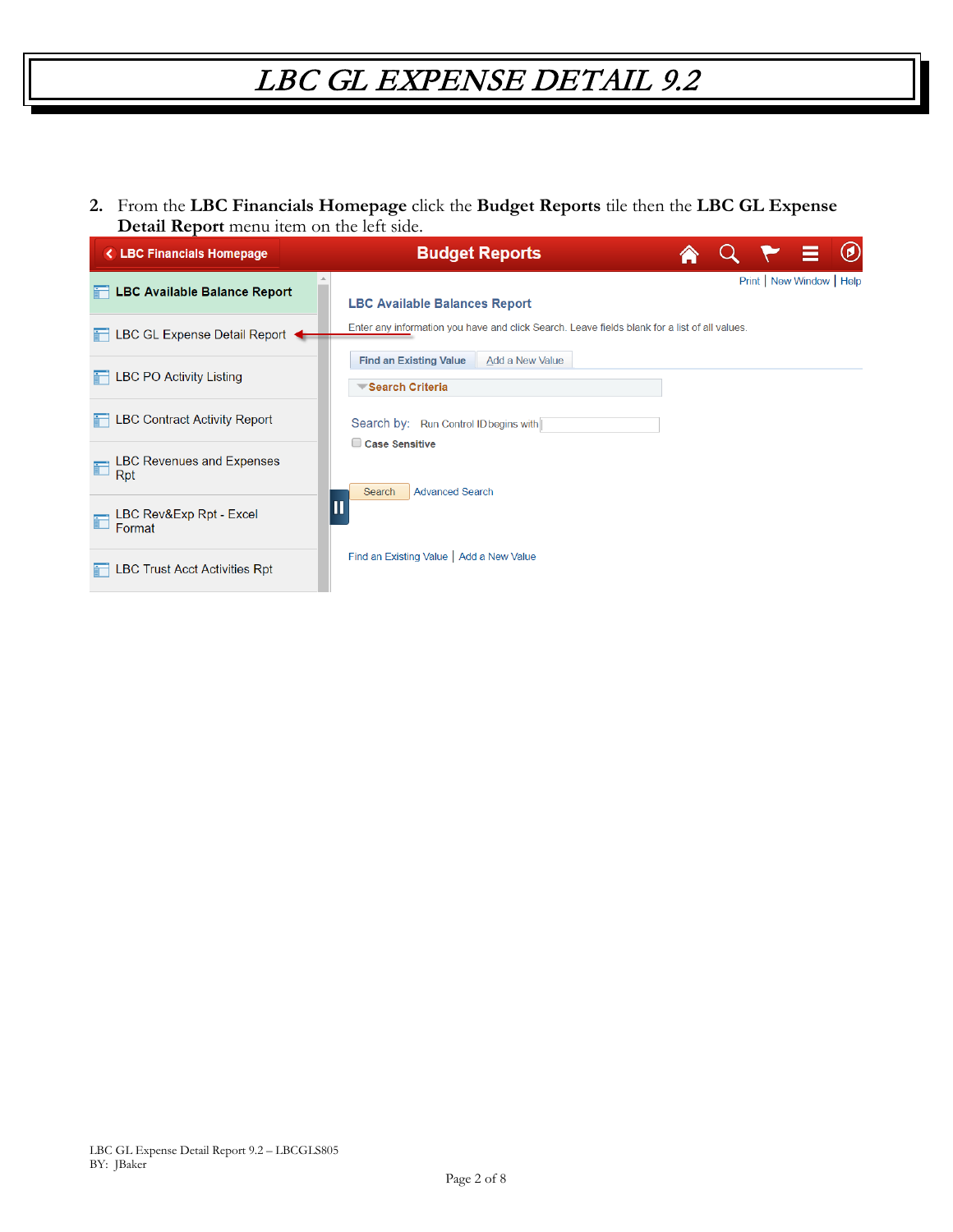# LBC GL EXPENSE DETAIL 9.2

2. From the **LBC Financials Homepage** click the **Budget Reports** tile then the **LBC GL Expense Detail Report** menu item on the left side.

LBC Financials Homepage | Budget Reports

- LBC Available Balance Report
- LBC GL Expense Detail Report
- LBC PO Activity Listing
- LBC Contract Activity Report
- LBC Revenues and Expenses Rpt
- LBC Rev&Exp Rpt - Excel Format
- LBC Trust Acct Activities Rpt

Print | New Window | Help

**LBC Available Balances Report**

Enter any information you have and click Search. Leave fields blank for a list of all values.

Find an Existing Value | Add a New Value

Search Criteria

Search by: Run Control ID begins with

Case Sensitive

Search | Advanced Search

Find an Existing Value | Add a New Value

LBC GL Expense Detail Report 9.2 – LBCGLS805
BY: JBaker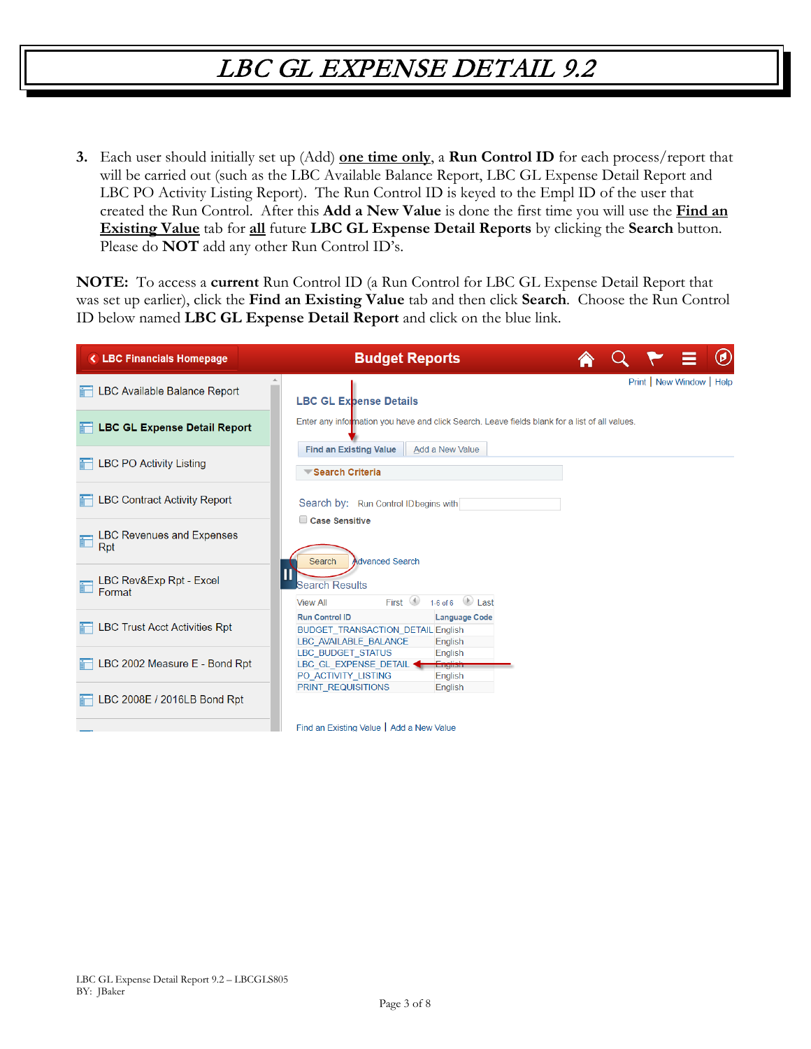# *LBC GL EXPENSE DETAIL 9.2*

3. Each user should initially set up (Add) <u>**one time only**</u>, a **Run Control ID** for each process/report that will be carried out (such as the LBC Available Balance Report, LBC GL Expense Detail Report and LBC PO Activity Listing Report). The Run Control ID is keyed to the Empl ID of the user that created the Run Control. After this **Add a New Value** is done the first time you will use the <u>**Find an Existing Value**</u> tab for <u>**all**</u> future **LBC GL Expense Detail Reports** by clicking the **Search** button. Please do **NOT** add any other Run Control ID's.

**NOTE:** To access a **current** Run Control ID (a Run Control for LBC GL Expense Detail Report that was set up earlier), click the **Find an Existing Value** tab and then click **Search**. Choose the Run Control ID below named **LBC GL Expense Detail Report** and click on the blue link.

LBC Financials Homepage | Budget Reports

- LBC Available Balance Report
- **LBC GL Expense Detail Report**
- LBC PO Activity Listing
- LBC Contract Activity Report
- LBC Revenues and Expenses Rpt
- LBC Rev&Exp Rpt - Excel Format
- LBC Trust Acct Activities Rpt
- LBC 2002 Measure E - Bond Rpt
- LBC 2008E / 2016LB Bond Rpt

Print | New Window | Help

**LBC GL Expense Details**

Enter any information you have and click Search. Leave fields blank for a list of all values.

Find an Existing Value | Add a New Value

**Search Criteria**

Search by: Run Control ID begins with

Case Sensitive

Search | Advanced Search

Search Results

View All First 1-6 of 6 Last

| Run Control ID | Language Code |
|---|---|
| BUDGET_TRANSACTION_DETAIL | English |
| LBC_AVAILABLE_BALANCE | English |
| LBC_BUDGET_STATUS | English |
| LBC_GL_EXPENSE_DETAIL | English |
| PO_ACTIVITY_LISTING | English |
| PRINT_REQUISITIONS | English |

Find an Existing Value | Add a New Value

LBC GL Expense Detail Report 9.2 – LBCGLS805
BY: JBaker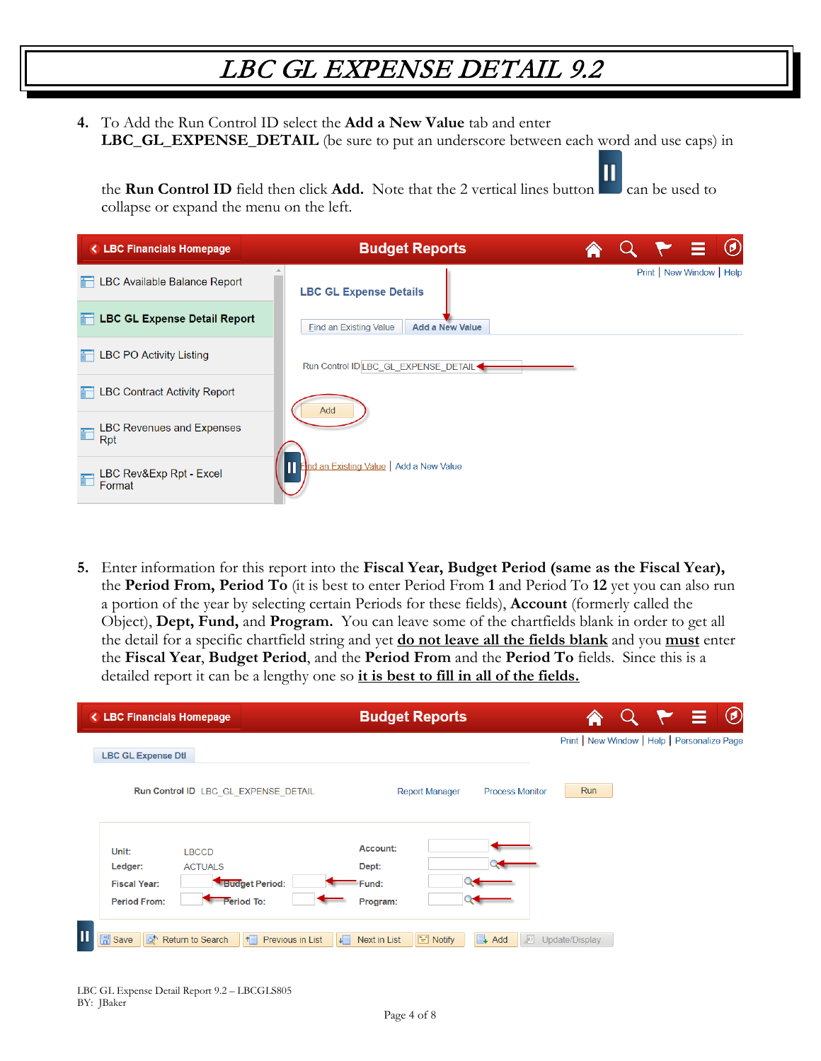# LBC GL EXPENSE DETAIL 9.2

4. To Add the Run Control ID select the **Add a New Value** tab and enter **LBC_GL_EXPENSE_DETAIL** (be sure to put an underscore between each word and use caps) in the **Run Control ID** field then click **Add.** Note that the 2 vertical lines button can be used to collapse or expand the menu on the left.

5. Enter information for this report into the **Fiscal Year, Budget Period (same as the Fiscal Year),** the **Period From, Period To** (it is best to enter Period From **1** and Period To **12** yet you can also run a portion of the year by selecting certain Periods for these fields), **Account** (formerly called the Object), **Dept, Fund,** and **Program.** You can leave some of the chartfields blank in order to get all the detail for a specific chartfield string and yet **do not leave all the fields blank** and you **must** enter the **Fiscal Year**, **Budget Period**, and the **Period From** and the **Period To** fields. Since this is a detailed report it can be a lengthy one so **it is best to fill in all of the fields.**

LBC GL Expense Detail Report 9.2 – LBCGLS805
BY: JBaker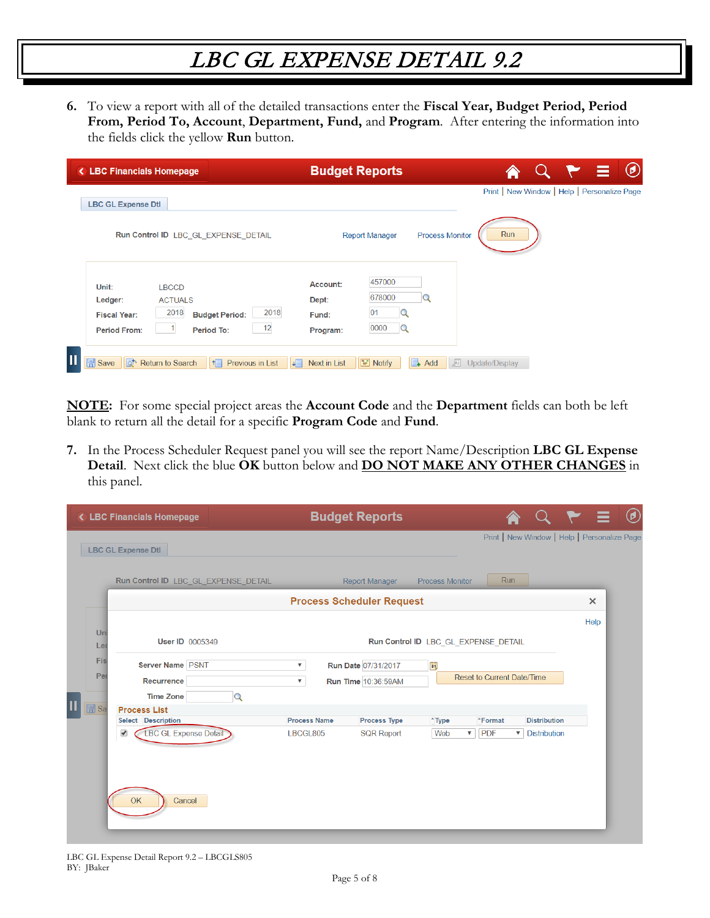# LBC GL EXPENSE DETAIL 9.2

6. To view a report with all of the detailed transactions enter the **Fiscal Year, Budget Period, Period From, Period To, Account**, **Department, Fund,** and **Program**. After entering the information into the fields click the yellow **Run** button.

LBC Financials Homepage | Budget Reports

Print | New Window | Help | Personalize Page

LBC GL Expense Dtl

Run Control ID LBC_GL_EXPENSE_DETAIL    Report Manager    Process Monitor    Run

| | | | | | |
|---|---|---|---|---|---|
| Unit: | LBCCD | | | Account: | 457000 |
| Ledger: | ACTUALS | | | Dept: | 678000 |
| Fiscal Year: | 2018 | Budget Period: | 2018 | Fund: | 01 |
| Period From: | 1 | Period To: | 12 | Program: | 0000 |

Save | Return to Search | Previous in List | Next in List | Notify | Add | Update/Display

**NOTE:** For some special project areas the **Account Code** and the **Department** fields can both be left blank to return all the detail for a specific **Program Code** and **Fund**.

7. In the Process Scheduler Request panel you will see the report Name/Description **LBC GL Expense Detail**. Next click the blue **OK** button below and **DO NOT MAKE ANY OTHER CHANGES** in this panel.

LBC Financials Homepage | Budget Reports

**Process Scheduler Request**

User ID 0005349    Run Control ID LBC_GL_EXPENSE_DETAIL

Server Name PSNT    Run Date 07/31/2017

Recurrence    Run Time 10:36:59AM    Reset to Current Date/Time

Time Zone

**Process List**

| Select | Description | Process Name | Process Type | *Type | *Format | Distribution |
|---|---|---|---|---|---|---|
| ✔ | LBC GL Expense Detail | LBCGL805 | SQR Report | Web | PDF | Distribution |

OK    Cancel

LBC GL Expense Detail Report 9.2 – LBCGLS805
BY: JBaker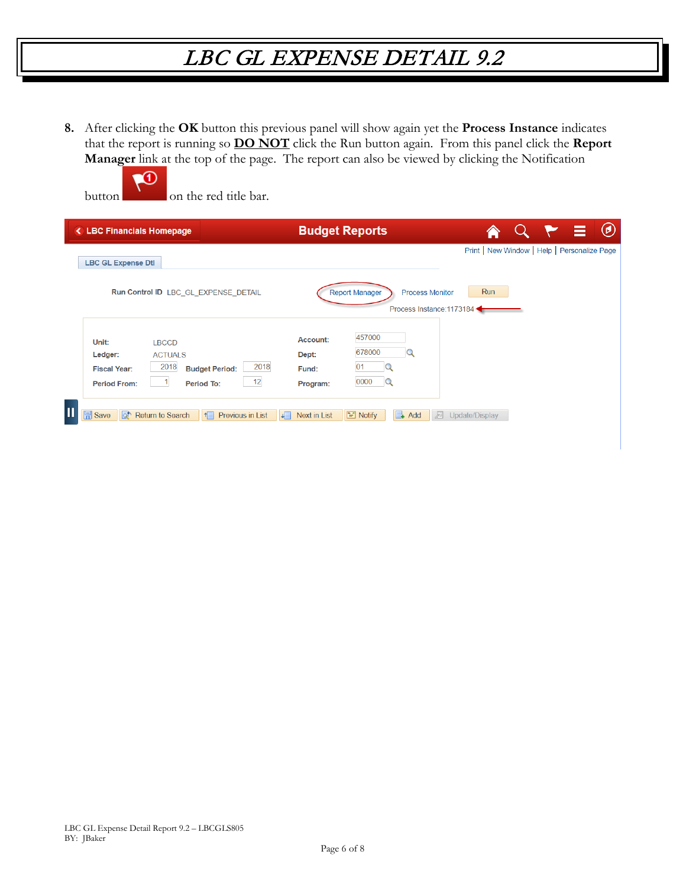# LBC GL EXPENSE DETAIL 9.2

8. After clicking the **OK** button this previous panel will show again yet the **Process Instance** indicates that the report is running so **DO NOT** click the Run button again. From this panel click the **Report Manager** link at the top of the page. The report can also be viewed by clicking the Notification button on the red title bar.

LBC Financials Homepage | Budget Reports

Print | New Window | Help | Personalize Page

LBC GL Expense Dtl

Run Control ID LBC_GL_EXPENSE_DETAIL    Report Manager    Process Monitor    Run

Process Instance:1173184

| | | | | | |
|---|---|---|---|---|---|
| Unit: | LBCCD | | | Account: | 457000 |
| Ledger: | ACTUALS | | | Dept: | 678000 |
| Fiscal Year: | 2018 | Budget Period: | 2018 | Fund: | 01 |
| Period From: | 1 | Period To: | 12 | Program: | 0000 |

Save | Return to Search | Previous in List | Next in List | Notify | Add | Update/Display

LBC GL Expense Detail Report 9.2 – LBCGLS805
BY: JBaker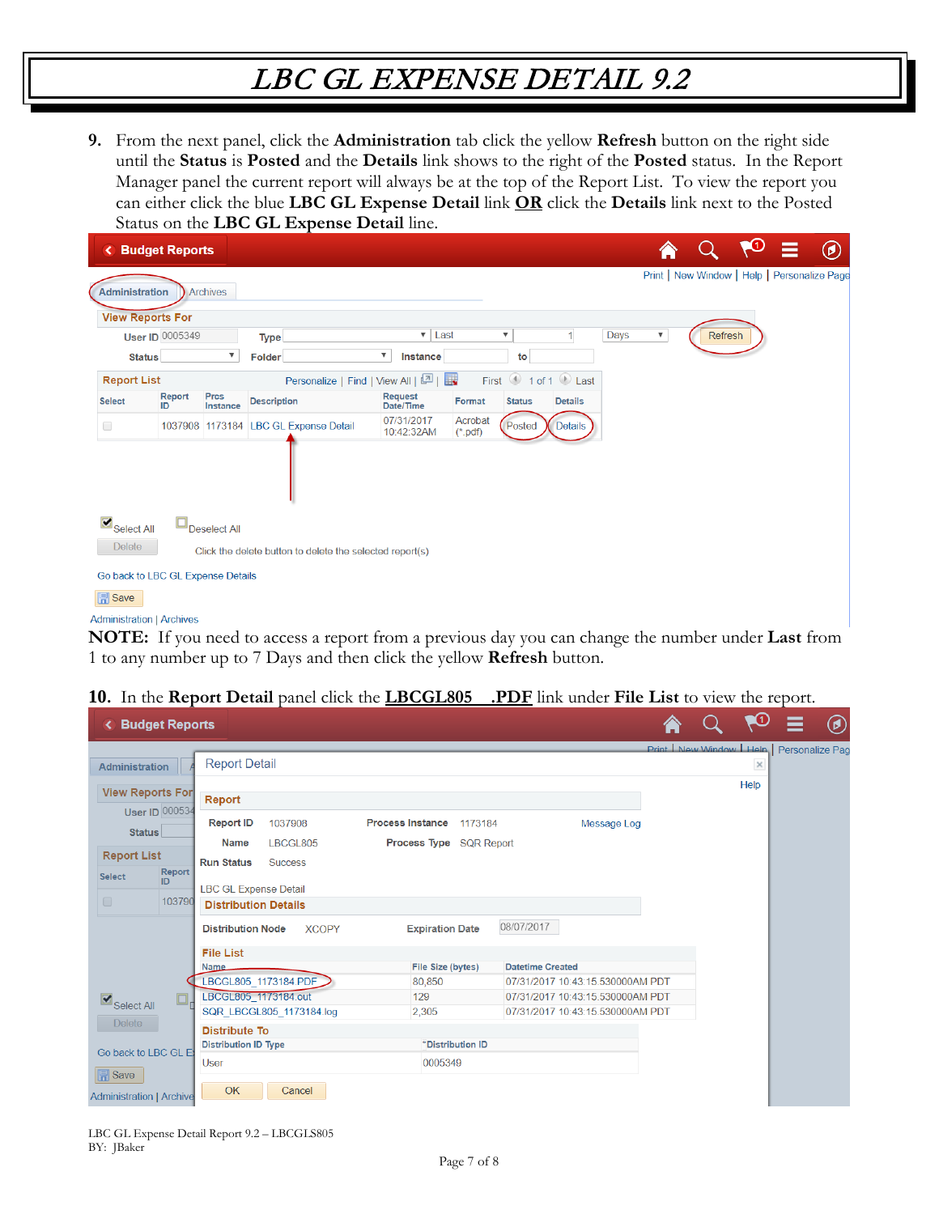# LBC GL EXPENSE DETAIL 9.2

9. From the next panel, click the **Administration** tab click the yellow **Refresh** button on the right side until the **Status** is **Posted** and the **Details** link shows to the right of the **Posted** status. In the Report Manager panel the current report will always be at the top of the Report List. To view the report you can either click the blue **LBC GL Expense Detail** link **OR** click the **Details** link next to the Posted Status on the **LBC GL Expense Detail** line.

**NOTE:** If you need to access a report from a previous day you can change the number under **Last** from 1 to any number up to 7 Days and then click the yellow **Refresh** button.

10. In the **Report Detail** panel click the **LBCGL805 .PDF** link under **File List** to view the report.

LBC GL Expense Detail Report 9.2 – LBCGLS805
BY: JBaker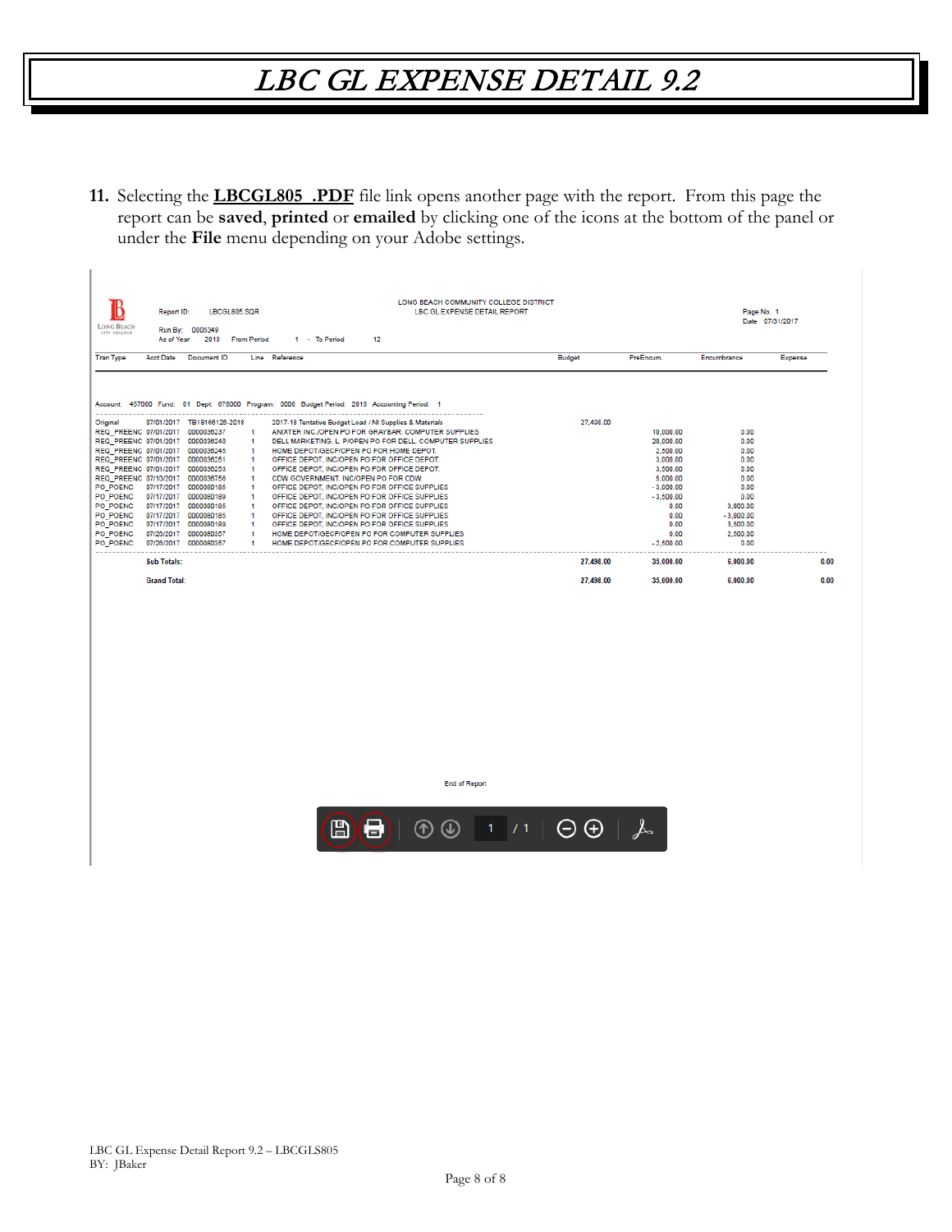# LBC GL EXPENSE DETAIL 9.2

11. Selecting the **LBCGL805 .PDF** file link opens another page with the report. From this page the report can be **saved**, **printed** or **emailed** by clicking one of the icons at the bottom of the panel or under the **File** menu depending on your Adobe settings.

LONG BEACH COMMUNITY COLLEGE DISTRICT
LBC GL EXPENSE DETAIL REPORT

Report ID: LBCGL805.SQR
Run By: 0005349
As of Year 2018 From Period 1 - To Period 12

Page No. 1
Date 07/31/2017

Account: 457000 Fund: 01 Dept: 676000 Program: 0000 Budget Period: 2018 Accounting Period: 1

| Tran Type | Acct Date | Document ID | Line | Reference | Budget | PreEncum. | Encumbrance | Expense |
|---|---|---|---|---|---|---|---|---|
| Original | 07/01/2017 | TB19166128-2018 | | 2017-18 Tentative Budget Load / NI Supplies & Materials | 27,498.00 | | | |
| REQ_PREENC | 07/01/2017 | 0000036237 | 1 | ANIXTER INC./OPEN PO FOR GRAYBAR. COMPUTER SUPPLIES | | 10,000.00 | 0.00 | |
| REQ_PREENC | 07/01/2017 | 0000036240 | 1 | DELL MARKETING, L. P/OPEN PO FOR DELL. COMPUTER SUPPLIES | | 20,000.00 | 0.00 | |
| REQ_PREENC | 07/01/2017 | 0000036245 | 1 | HOME DEPOT/GECF/OPEN PO FOR HOME DEPOT. | | 2,500.00 | 0.00 | |
| REQ_PREENC | 07/01/2017 | 0000036251 | 1 | OFFICE DEPOT, INC/OPEN PO FOR OFFICE DEPOT. | | 3,000.00 | 0.00 | |
| REQ_PREENC | 07/01/2017 | 0000036253 | 1 | OFFICE DEPOT, INC/OPEN PO FOR OFFICE DEPOT. | | 3,500.00 | 0.00 | |
| REQ_PREENC | 07/10/2017 | 0000036756 | 1 | CDW GOVERNMENT, INC/OPEN PO FOR CDW. | | 5,000.00 | 0.00 | |
| PO_POENC | 07/17/2017 | 0000080185 | 1 | OFFICE DEPOT, INC/OPEN PO FOR OFFICE SUPPLIES | | -3,000.00 | 0.00 | |
| PO_POENC | 07/17/2017 | 0000080189 | 1 | OFFICE DEPOT, INC/OPEN PO FOR OFFICE SUPPLIES | | -3,500.00 | 0.00 | |
| PO_POENC | 07/17/2017 | 0000080185 | 1 | OFFICE DEPOT, INC/OPEN PO FOR OFFICE SUPPLIES | | 0.00 | 3,000.00 | |
| PO_POENC | 07/17/2017 | 0000080185 | 1 | OFFICE DEPOT, INC/OPEN PO FOR OFFICE SUPPLIES | | 0.00 | -3,000.00 | |
| PO_POENC | 07/17/2017 | 0000080189 | 1 | OFFICE DEPOT, INC/OPEN PO FOR OFFICE SUPPLIES | | 0.00 | 3,500.00 | |
| PO_POENC | 07/20/2017 | 0000080357 | 1 | HOME DEPOT/GECF/OPEN PO FOR COMPUTER SUPPLIES | | 0.00 | 2,500.00 | |
| PO_POENC | 07/26/2017 | 0000080357 | 1 | HOME DEPOT/GECF/OPEN PO FOR COMPUTER SUPPLIES | | -2,500.00 | 0.00 | |
| | **Sub Totals:** | | | | **27,498.00** | **35,000.00** | **6,000.00** | **0.00** |
| | **Grand Total:** | | | | **27,498.00** | **35,000.00** | **6,000.00** | **0.00** |

End of Report

LBC GL Expense Detail Report 9.2 – LBCGLS805
BY: JBaker